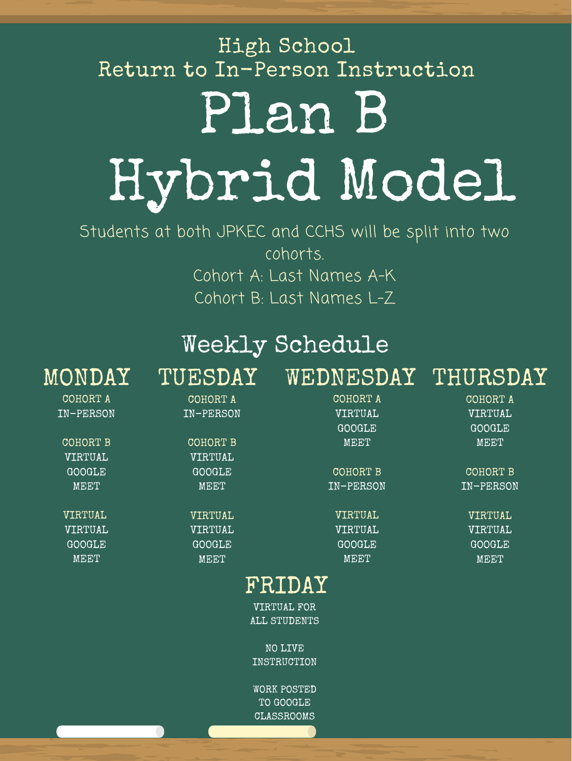High School
Return to In-Person Instruction

# Plan B Hybrid Model

Students at both JPKEC and CCHS will be split into two cohorts.
Cohort A: Last Names A-K
Cohort B: Last Names L-Z

## Weekly Schedule

### MONDAY

COHORT A
IN-PERSON

COHORT B
VIRTUAL
GOOGLE
MEET

VIRTUAL
VIRTUAL
GOOGLE
MEET

### TUESDAY

COHORT A
IN-PERSON

COHORT B
VIRTUAL
GOOGLE
MEET

VIRTUAL
VIRTUAL
GOOGLE
MEET

### WEDNESDAY

COHORT A
VIRTUAL
GOOGLE
MEET

COHORT B
IN-PERSON

VIRTUAL
VIRTUAL
GOOGLE
MEET

### THURSDAY

COHORT A
VIRTUAL
GOOGLE
MEET

COHORT B
IN-PERSON

VIRTUAL
VIRTUAL
GOOGLE
MEET

### FRIDAY

VIRTUAL FOR
ALL STUDENTS

NO LIVE
INSTRUCTION

WORK POSTED
TO GOOGLE
CLASSROOMS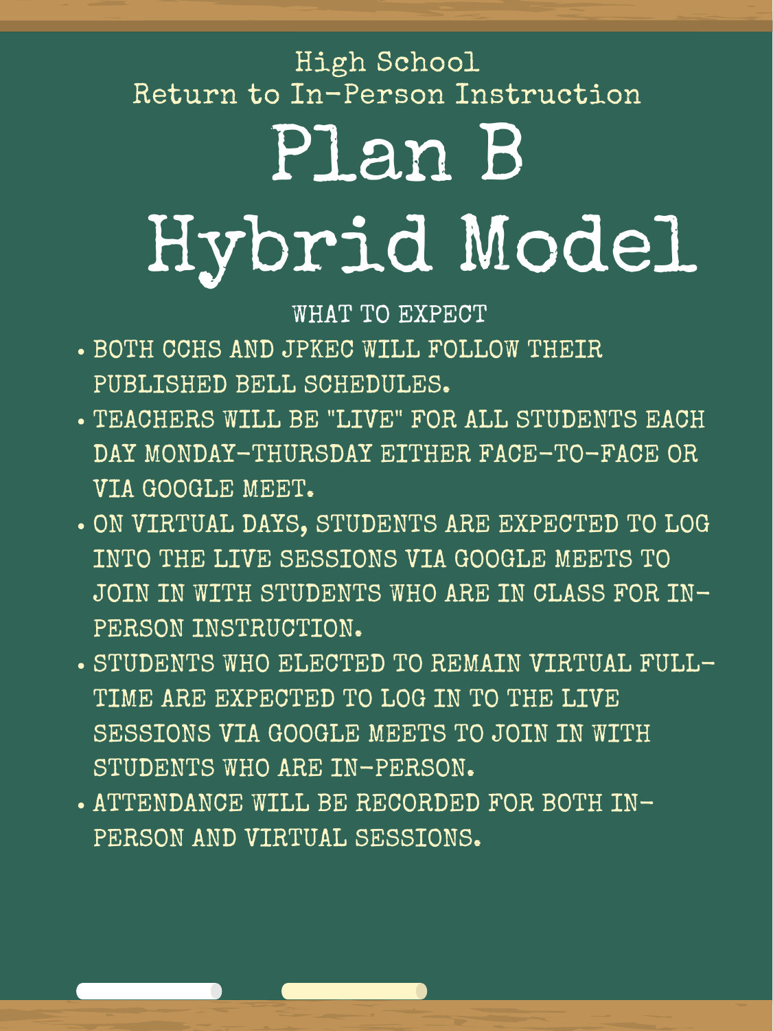High School
Return to In-Person Instruction

# Plan B Hybrid Model

WHAT TO EXPECT

- BOTH CCHS AND JPKEC WILL FOLLOW THEIR PUBLISHED BELL SCHEDULES.
- TEACHERS WILL BE "LIVE" FOR ALL STUDENTS EACH DAY MONDAY-THURSDAY EITHER FACE-TO-FACE OR VIA GOOGLE MEET.
- ON VIRTUAL DAYS, STUDENTS ARE EXPECTED TO LOG INTO THE LIVE SESSIONS VIA GOOGLE MEETS TO JOIN IN WITH STUDENTS WHO ARE IN CLASS FOR IN-PERSON INSTRUCTION.
- STUDENTS WHO ELECTED TO REMAIN VIRTUAL FULL-TIME ARE EXPECTED TO LOG IN TO THE LIVE SESSIONS VIA GOOGLE MEETS TO JOIN IN WITH STUDENTS WHO ARE IN-PERSON.
- ATTENDANCE WILL BE RECORDED FOR BOTH IN-PERSON AND VIRTUAL SESSIONS.